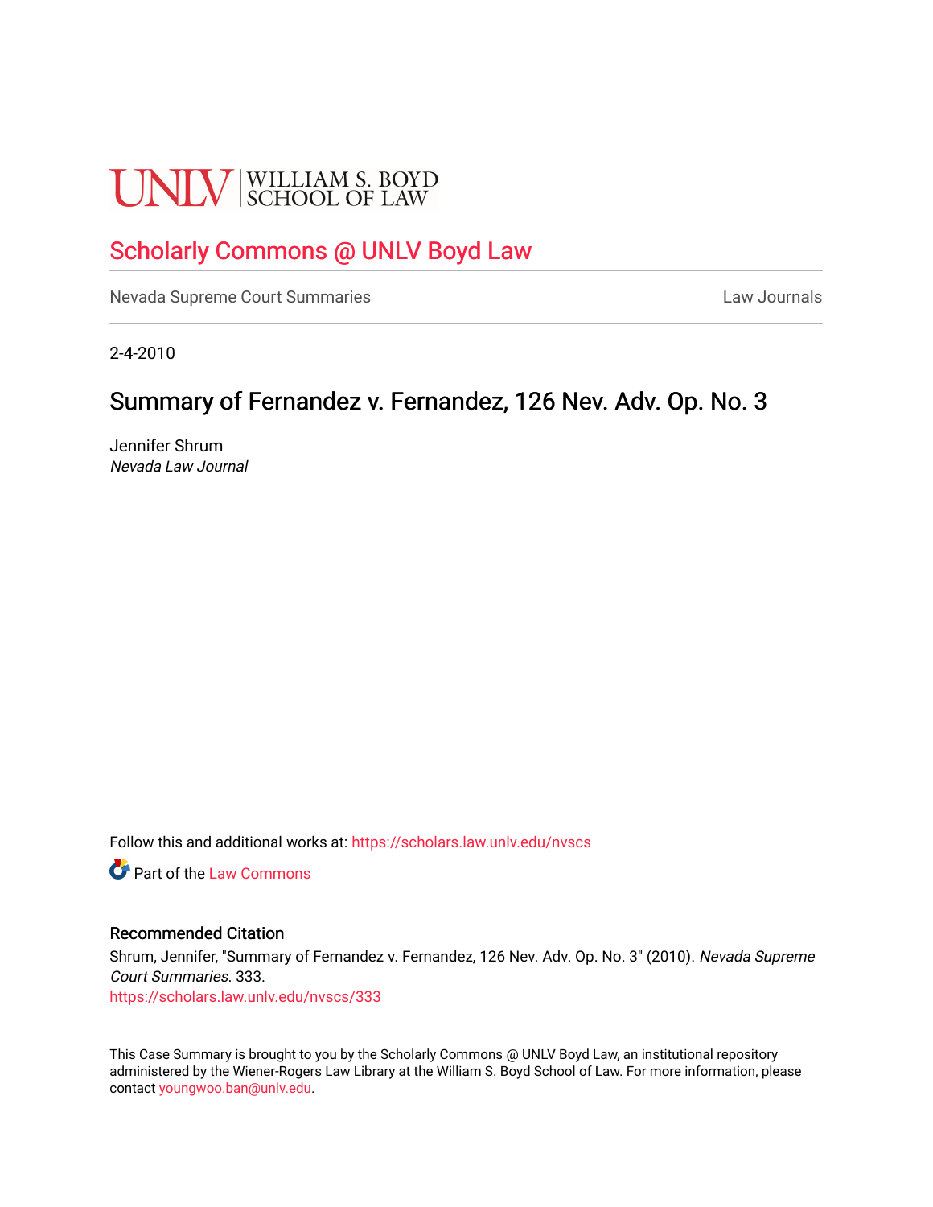UNLV | WILLIAM S. BOYD SCHOOL OF LAW

# Scholarly Commons @ UNLV Boyd Law

Nevada Supreme Court Summaries | Law Journals

2-4-2010

## Summary of Fernandez v. Fernandez, 126 Nev. Adv. Op. No. 3

Jennifer Shrum
*Nevada Law Journal*

Follow this and additional works at: https://scholars.law.unlv.edu/nvscs

Part of the Law Commons

### Recommended Citation

Shrum, Jennifer, "Summary of Fernandez v. Fernandez, 126 Nev. Adv. Op. No. 3" (2010). *Nevada Supreme Court Summaries*. 333.
https://scholars.law.unlv.edu/nvscs/333

This Case Summary is brought to you by the Scholarly Commons @ UNLV Boyd Law, an institutional repository administered by the Wiener-Rogers Law Library at the William S. Boyd School of Law. For more information, please contact youngwoo.ban@unlv.edu.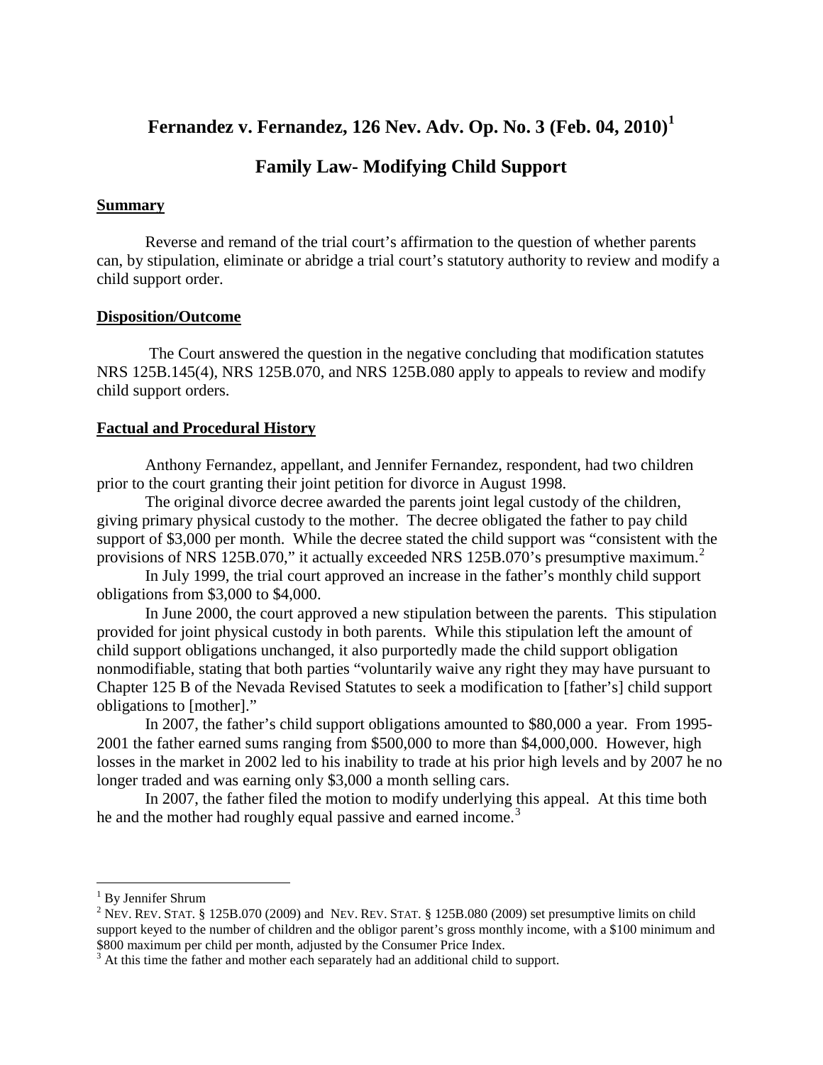# Fernandez v. Fernandez, 126 Nev. Adv. Op. No. 3 (Feb. 04, 2010)[1]

## Family Law- Modifying Child Support

### Summary

Reverse and remand of the trial court's affirmation to the question of whether parents can, by stipulation, eliminate or abridge a trial court's statutory authority to review and modify a child support order.

### Disposition/Outcome

The Court answered the question in the negative concluding that modification statutes NRS 125B.145(4), NRS 125B.070, and NRS 125B.080 apply to appeals to review and modify child support orders.

### Factual and Procedural History

Anthony Fernandez, appellant, and Jennifer Fernandez, respondent, had two children prior to the court granting their joint petition for divorce in August 1998.

The original divorce decree awarded the parents joint legal custody of the children, giving primary physical custody to the mother. The decree obligated the father to pay child support of $3,000 per month. While the decree stated the child support was "consistent with the provisions of NRS 125B.070," it actually exceeded NRS 125B.070's presumptive maximum.[2]

In July 1999, the trial court approved an increase in the father's monthly child support obligations from $3,000 to $4,000.

In June 2000, the court approved a new stipulation between the parents. This stipulation provided for joint physical custody in both parents. While this stipulation left the amount of child support obligations unchanged, it also purportedly made the child support obligation nonmodifiable, stating that both parties "voluntarily waive any right they may have pursuant to Chapter 125 B of the Nevada Revised Statutes to seek a modification to [father's] child support obligations to [mother]."

In 2007, the father's child support obligations amounted to $80,000 a year. From 1995-2001 the father earned sums ranging from $500,000 to more than $4,000,000. However, high losses in the market in 2002 led to his inability to trade at his prior high levels and by 2007 he no longer traded and was earning only $3,000 a month selling cars.

In 2007, the father filed the motion to modify underlying this appeal. At this time both he and the mother had roughly equal passive and earned income.[3]

---

[1] By Jennifer Shrum

[2] NEV. REV. STAT. § 125B.070 (2009) and NEV. REV. STAT. § 125B.080 (2009) set presumptive limits on child support keyed to the number of children and the obligor parent's gross monthly income, with a $100 minimum and $800 maximum per child per month, adjusted by the Consumer Price Index.

[3] At this time the father and mother each separately had an additional child to support.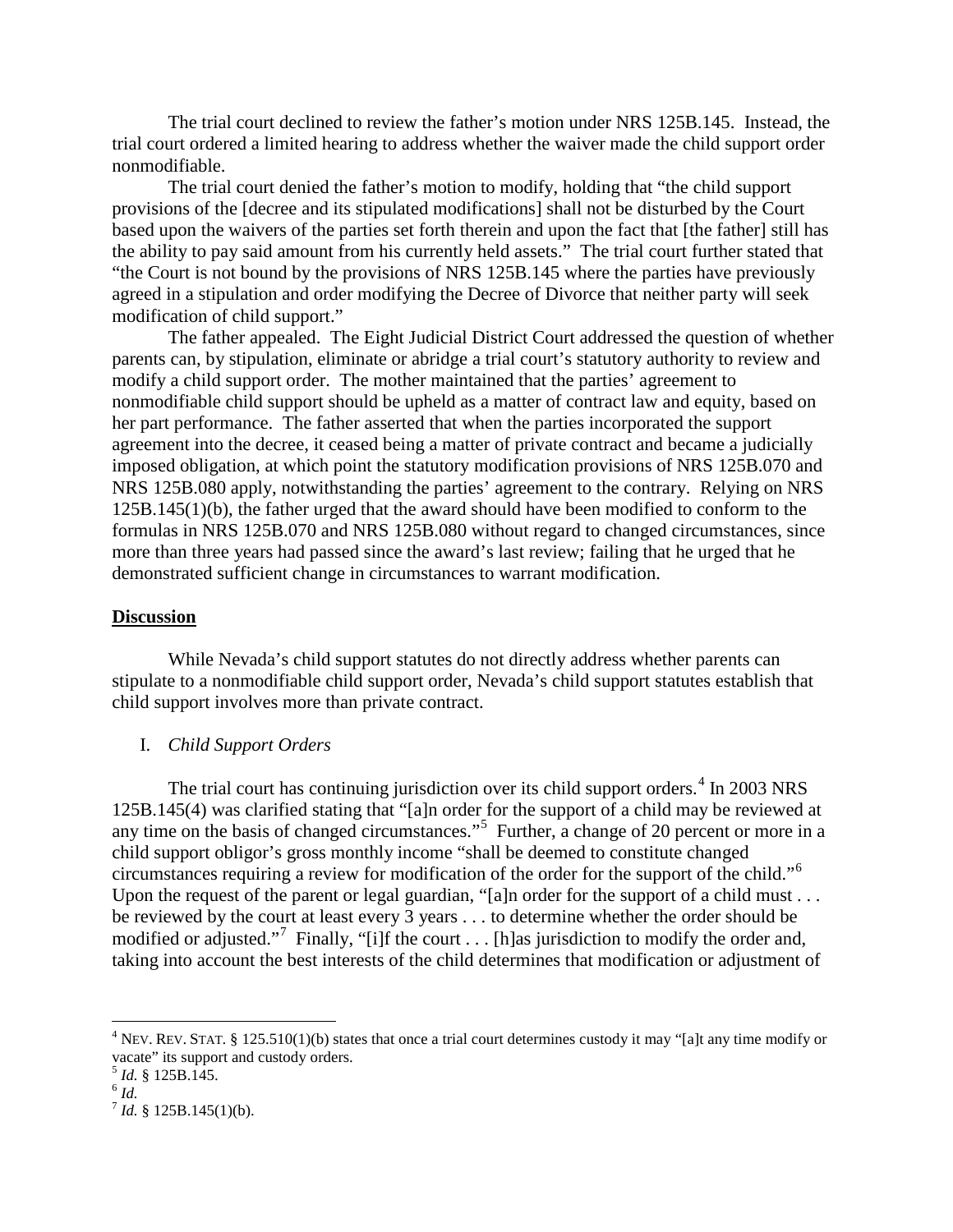The trial court declined to review the father's motion under NRS 125B.145. Instead, the trial court ordered a limited hearing to address whether the waiver made the child support order nonmodifiable.

The trial court denied the father's motion to modify, holding that "the child support provisions of the [decree and its stipulated modifications] shall not be disturbed by the Court based upon the waivers of the parties set forth therein and upon the fact that [the father] still has the ability to pay said amount from his currently held assets." The trial court further stated that "the Court is not bound by the provisions of NRS 125B.145 where the parties have previously agreed in a stipulation and order modifying the Decree of Divorce that neither party will seek modification of child support."

The father appealed. The Eight Judicial District Court addressed the question of whether parents can, by stipulation, eliminate or abridge a trial court's statutory authority to review and modify a child support order. The mother maintained that the parties' agreement to nonmodifiable child support should be upheld as a matter of contract law and equity, based on her part performance. The father asserted that when the parties incorporated the support agreement into the decree, it ceased being a matter of private contract and became a judicially imposed obligation, at which point the statutory modification provisions of NRS 125B.070 and NRS 125B.080 apply, notwithstanding the parties' agreement to the contrary. Relying on NRS 125B.145(1)(b), the father urged that the award should have been modified to conform to the formulas in NRS 125B.070 and NRS 125B.080 without regard to changed circumstances, since more than three years had passed since the award's last review; failing that he urged that he demonstrated sufficient change in circumstances to warrant modification.

## **Discussion**

While Nevada's child support statutes do not directly address whether parents can stipulate to a nonmodifiable child support order, Nevada's child support statutes establish that child support involves more than private contract.

I. *Child Support Orders*

The trial court has continuing jurisdiction over its child support orders.[4] In 2003 NRS 125B.145(4) was clarified stating that "[a]n order for the support of a child may be reviewed at any time on the basis of changed circumstances."[5] Further, a change of 20 percent or more in a child support obligor's gross monthly income "shall be deemed to constitute changed circumstances requiring a review for modification of the order for the support of the child."[6] Upon the request of the parent or legal guardian, "[a]n order for the support of a child must . . . be reviewed by the court at least every 3 years . . . to determine whether the order should be modified or adjusted."[7] Finally, "[i]f the court . . . [h]as jurisdiction to modify the order and, taking into account the best interests of the child determines that modification or adjustment of

---

[4] NEV. REV. STAT. § 125.510(1)(b) states that once a trial court determines custody it may "[a]t any time modify or vacate" its support and custody orders.

[5] *Id.* § 125B.145.

[6] *Id.*

[7] *Id.* § 125B.145(1)(b).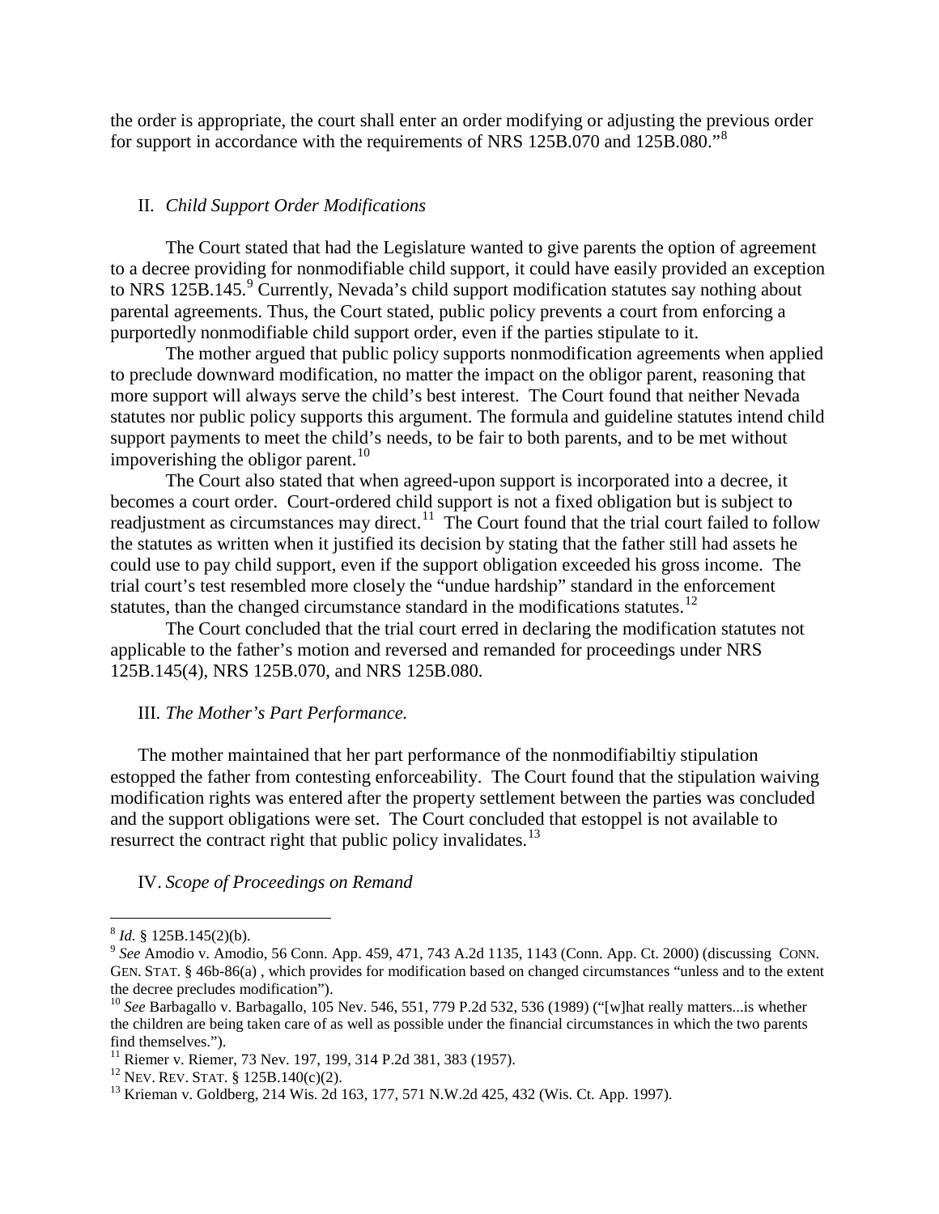the order is appropriate, the court shall enter an order modifying or adjusting the previous order for support in accordance with the requirements of NRS 125B.070 and 125B.080."[8]

## II. *Child Support Order Modifications*

The Court stated that had the Legislature wanted to give parents the option of agreement to a decree providing for nonmodifiable child support, it could have easily provided an exception to NRS 125B.145.[9] Currently, Nevada's child support modification statutes say nothing about parental agreements. Thus, the Court stated, public policy prevents a court from enforcing a purportedly nonmodifiable child support order, even if the parties stipulate to it.

The mother argued that public policy supports nonmodification agreements when applied to preclude downward modification, no matter the impact on the obligor parent, reasoning that more support will always serve the child's best interest. The Court found that neither Nevada statutes nor public policy supports this argument. The formula and guideline statutes intend child support payments to meet the child's needs, to be fair to both parents, and to be met without impoverishing the obligor parent.[10]

The Court also stated that when agreed-upon support is incorporated into a decree, it becomes a court order. Court-ordered child support is not a fixed obligation but is subject to readjustment as circumstances may direct.[11] The Court found that the trial court failed to follow the statutes as written when it justified its decision by stating that the father still had assets he could use to pay child support, even if the support obligation exceeded his gross income. The trial court's test resembled more closely the "undue hardship" standard in the enforcement statutes, than the changed circumstance standard in the modifications statutes.[12]

The Court concluded that the trial court erred in declaring the modification statutes not applicable to the father's motion and reversed and remanded for proceedings under NRS 125B.145(4), NRS 125B.070, and NRS 125B.080.

## III. *The Mother's Part Performance.*

The mother maintained that her part performance of the nonmodifiabiltiy stipulation estopped the father from contesting enforceability. The Court found that the stipulation waiving modification rights was entered after the property settlement between the parties was concluded and the support obligations were set. The Court concluded that estoppel is not available to resurrect the contract right that public policy invalidates.[13]

## IV. *Scope of Proceedings on Remand*

---

[8] *Id.* § 125B.145(2)(b).

[9] *See* Amodio v. Amodio, 56 Conn. App. 459, 471, 743 A.2d 1135, 1143 (Conn. App. Ct. 2000) (discussing CONN. GEN. STAT. § 46b-86(a) , which provides for modification based on changed circumstances "unless and to the extent the decree precludes modification").

[10] *See* Barbagallo v. Barbagallo, 105 Nev. 546, 551, 779 P.2d 532, 536 (1989) ("[w]hat really matters...is whether the children are being taken care of as well as possible under the financial circumstances in which the two parents find themselves.").

[11] Riemer v. Riemer, 73 Nev. 197, 199, 314 P.2d 381, 383 (1957).

[12] NEV. REV. STAT. § 125B.140(c)(2).

[13] Krieman v. Goldberg, 214 Wis. 2d 163, 177, 571 N.W.2d 425, 432 (Wis. Ct. App. 1997).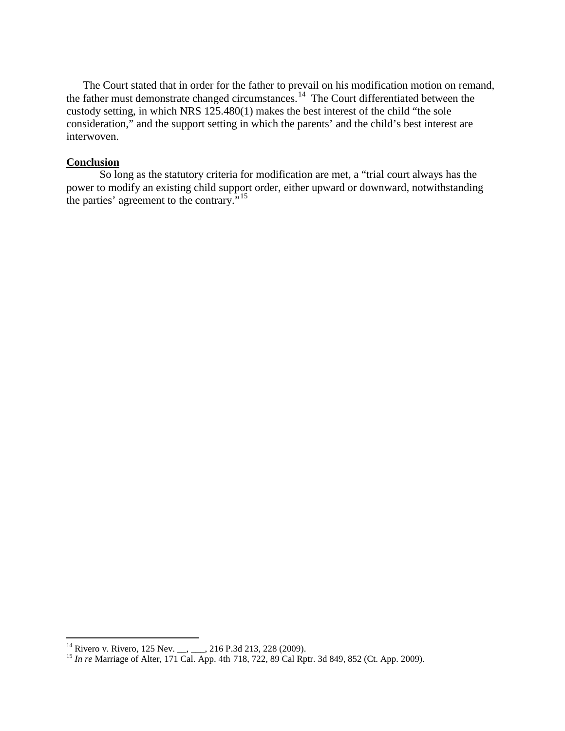The Court stated that in order for the father to prevail on his modification motion on remand, the father must demonstrate changed circumstances.[14] The Court differentiated between the custody setting, in which NRS 125.480(1) makes the best interest of the child "the sole consideration," and the support setting in which the parents' and the child's best interest are interwoven.

**Conclusion**

So long as the statutory criteria for modification are met, a "trial court always has the power to modify an existing child support order, either upward or downward, notwithstanding the parties' agreement to the contrary."[15]

---

[14] Rivero v. Rivero, 125 Nev. __, ___, 216 P.3d 213, 228 (2009).

[15] *In re* Marriage of Alter, 171 Cal. App. 4th 718, 722, 89 Cal Rptr. 3d 849, 852 (Ct. App. 2009).